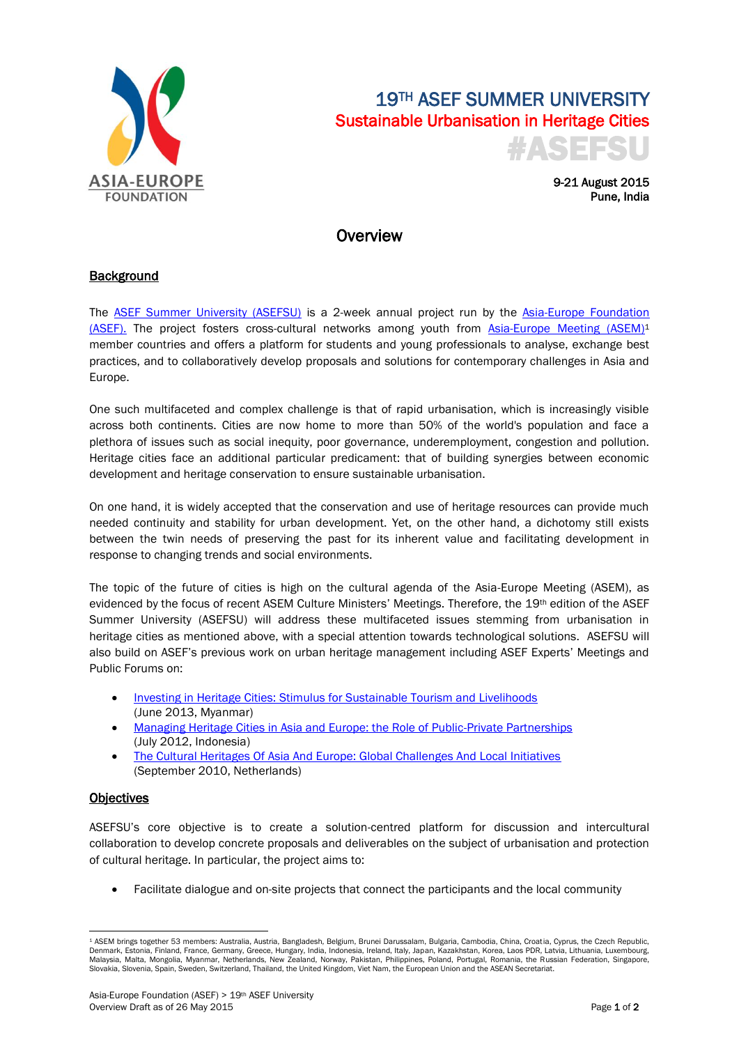# 19TH ASEF SUMMER UNIVERSITY

## Sustainable Urbanisation in Heritage Cities

#ASEFSU

9-21 August 2015
Pune, India

## Overview

### Background

The ASEF Summer University (ASEFSU) is a 2-week annual project run by the Asia-Europe Foundation (ASEF). The project fosters cross-cultural networks among youth from Asia-Europe Meeting (ASEM)[1] member countries and offers a platform for students and young professionals to analyse, exchange best practices, and to collaboratively develop proposals and solutions for contemporary challenges in Asia and Europe.

One such multifaceted and complex challenge is that of rapid urbanisation, which is increasingly visible across both continents. Cities are now home to more than 50% of the world's population and face a plethora of issues such as social inequity, poor governance, underemployment, congestion and pollution. Heritage cities face an additional particular predicament: that of building synergies between economic development and heritage conservation to ensure sustainable urbanisation.

On one hand, it is widely accepted that the conservation and use of heritage resources can provide much needed continuity and stability for urban development. Yet, on the other hand, a dichotomy still exists between the twin needs of preserving the past for its inherent value and facilitating development in response to changing trends and social environments.

The topic of the future of cities is high on the cultural agenda of the Asia-Europe Meeting (ASEM), as evidenced by the focus of recent ASEM Culture Ministers' Meetings. Therefore, the 19th edition of the ASEF Summer University (ASEFSU) will address these multifaceted issues stemming from urbanisation in heritage cities as mentioned above, with a special attention towards technological solutions. ASEFSU will also build on ASEF's previous work on urban heritage management including ASEF Experts' Meetings and Public Forums on:

- Investing in Heritage Cities: Stimulus for Sustainable Tourism and Livelihoods (June 2013, Myanmar)
- Managing Heritage Cities in Asia and Europe: the Role of Public-Private Partnerships (July 2012, Indonesia)
- The Cultural Heritages Of Asia And Europe: Global Challenges And Local Initiatives (September 2010, Netherlands)

### Objectives

ASEFSU's core objective is to create a solution-centred platform for discussion and intercultural collaboration to develop concrete proposals and deliverables on the subject of urbanisation and protection of cultural heritage. In particular, the project aims to:

- Facilitate dialogue and on-site projects that connect the participants and the local community

---

[1] ASEM brings together 53 members: Australia, Austria, Bangladesh, Belgium, Brunei Darussalam, Bulgaria, Cambodia, China, Croatia, Cyprus, the Czech Republic, Denmark, Estonia, Finland, France, Germany, Greece, Hungary, India, Indonesia, Ireland, Italy, Japan, Kazakhstan, Korea, Laos PDR, Latvia, Lithuania, Luxembourg, Malaysia, Malta, Mongolia, Myanmar, Netherlands, New Zealand, Norway, Pakistan, Philippines, Poland, Portugal, Romania, the Russian Federation, Singapore, Slovakia, Slovenia, Spain, Sweden, Switzerland, Thailand, the United Kingdom, Viet Nam, the European Union and the ASEAN Secretariat.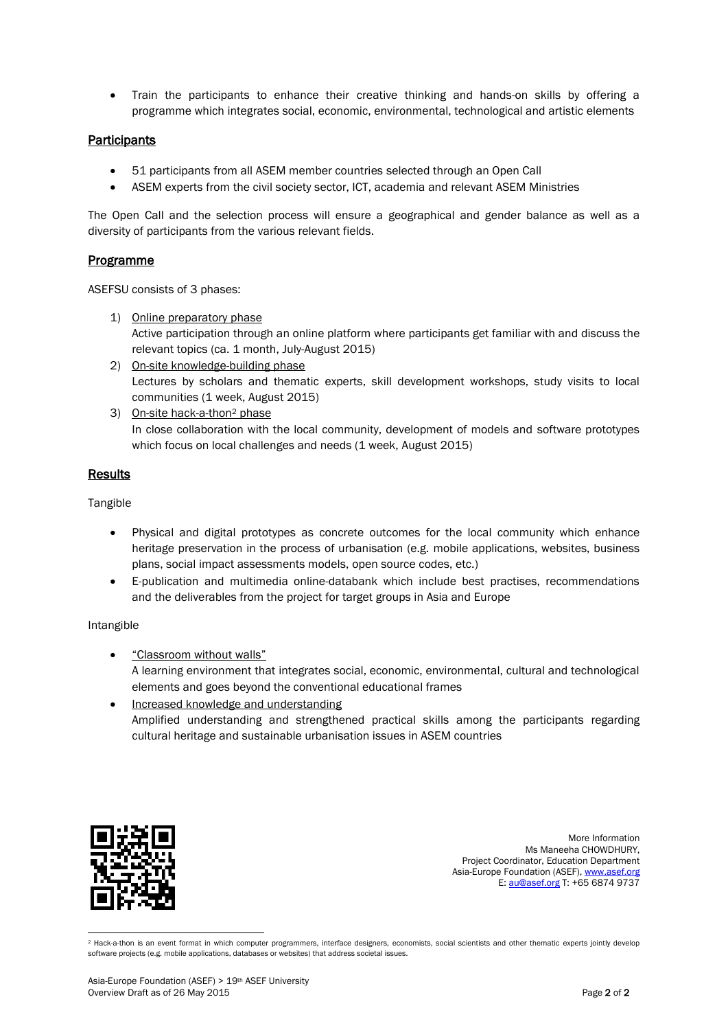- Train the participants to enhance their creative thinking and hands-on skills by offering a programme which integrates social, economic, environmental, technological and artistic elements

## Participants

- 51 participants from all ASEM member countries selected through an Open Call
- ASEM experts from the civil society sector, ICT, academia and relevant ASEM Ministries

The Open Call and the selection process will ensure a geographical and gender balance as well as a diversity of participants from the various relevant fields.

## Programme

ASEFSU consists of 3 phases:

1) Online preparatory phase
   Active participation through an online platform where participants get familiar with and discuss the relevant topics (ca. 1 month, July-August 2015)
2) On-site knowledge-building phase
   Lectures by scholars and thematic experts, skill development workshops, study visits to local communities (1 week, August 2015)
3) On-site hack-a-thon[2] phase
   In close collaboration with the local community, development of models and software prototypes which focus on local challenges and needs (1 week, August 2015)

## Results

Tangible

- Physical and digital prototypes as concrete outcomes for the local community which enhance heritage preservation in the process of urbanisation (e.g. mobile applications, websites, business plans, social impact assessments models, open source codes, etc.)
- E-publication and multimedia online-databank which include best practises, recommendations and the deliverables from the project for target groups in Asia and Europe

Intangible

- "Classroom without walls"
  A learning environment that integrates social, economic, environmental, cultural and technological elements and goes beyond the conventional educational frames
- Increased knowledge and understanding
  Amplified understanding and strengthened practical skills among the participants regarding cultural heritage and sustainable urbanisation issues in ASEM countries

More Information
Ms Maneeha CHOWDHURY,
Project Coordinator, Education Department
Asia-Europe Foundation (ASEF), www.asef.org
E: au@asef.org T: +65 6874 9737

[2] Hack-a-thon is an event format in which computer programmers, interface designers, economists, social scientists and other thematic experts jointly develop software projects (e.g. mobile applications, databases or websites) that address societal issues.